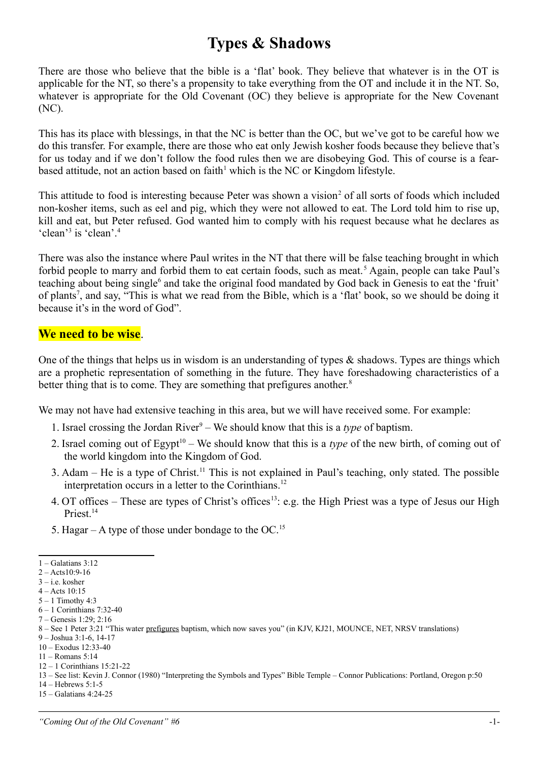# Types & Shadows

There are those who believe that the bible is a 'flat' book. They believe that whatever is in the OT is applicable for the NT, so there's a propensity to take everything from the OT and include it in the NT. So, whatever is appropriate for the Old Covenant (OC) they believe is appropriate for the New Covenant (NC).

This has its place with blessings, in that the NC is better than the OC, but we've got to be careful how we do this transfer. For example, there are those who eat only Jewish kosher foods because they believe that's for us today and if we don't follow the food rules then we are disobeying God. This of course is a fear-based attitude, not an action based on faith[1] which is the NC or Kingdom lifestyle.

This attitude to food is interesting because Peter was shown a vision[2] of all sorts of foods which included non-kosher items, such as eel and pig, which they were not allowed to eat. The Lord told him to rise up, kill and eat, but Peter refused. God wanted him to comply with his request because what he declares as 'clean'[3] is 'clean'.[4]

There was also the instance where Paul writes in the NT that there will be false teaching brought in which forbid people to marry and forbid them to eat certain foods, such as meat.[5] Again, people can take Paul's teaching about being single[6] and take the original food mandated by God back in Genesis to eat the 'fruit' of plants[7], and say, "This is what we read from the Bible, which is a 'flat' book, so we should be doing it because it's in the word of God".

**We need to be wise**.

One of the things that helps us in wisdom is an understanding of types & shadows. Types are things which are a prophetic representation of something in the future. They have foreshadowing characteristics of a better thing that is to come. They are something that prefigures another.[8]

We may not have had extensive teaching in this area, but we will have received some. For example:

1. Israel crossing the Jordan River[9] – We should know that this is a *type* of baptism.
2. Israel coming out of Egypt[10] – We should know that this is a *type* of the new birth, of coming out of the world kingdom into the Kingdom of God.
3. Adam – He is a type of Christ.[11] This is not explained in Paul's teaching, only stated. The possible interpretation occurs in a letter to the Corinthians.[12]
4. OT offices – These are types of Christ's offices[13]: e.g. the High Priest was a type of Jesus our High Priest.[14]
5. Hagar – A type of those under bondage to the OC.[15]

---

1 – Galatians 3:12
2 – Acts10:9-16
3 – i.e. kosher
4 – Acts 10:15
5 – 1 Timothy 4:3
6 – 1 Corinthians 7:32-40
7 – Genesis 1:29; 2:16
8 – See 1 Peter 3:21 "This water prefigures baptism, which now saves you" (in KJV, KJ21, MOUNCE, NET, NRSV translations)
9 – Joshua 3:1-6, 14-17
10 – Exodus 12:33-40
11 – Romans 5:14
12 – 1 Corinthians 15:21-22
13 – See list: Kevin J. Connor (1980) "Interpreting the Symbols and Types" Bible Temple – Connor Publications: Portland, Oregon p:50
14 – Hebrews 5:1-5
15 – Galatians 4:24-25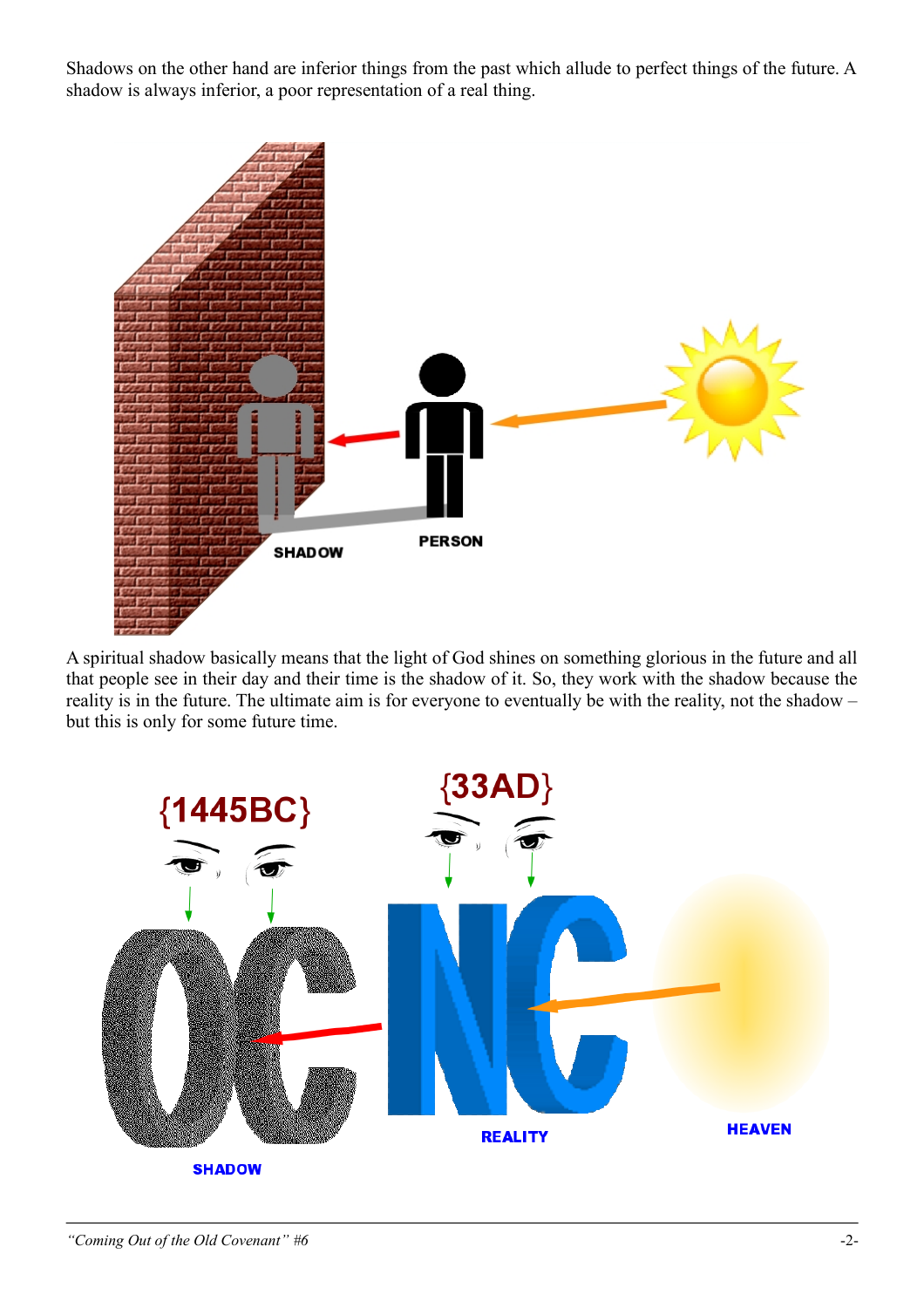Shadows on the other hand are inferior things from the past which allude to perfect things of the future. A shadow is always inferior, a poor representation of a real thing.

A spiritual shadow basically means that the light of God shines on something glorious in the future and all that people see in their day and their time is the shadow of it. So, they work with the shadow because the reality is in the future. The ultimate aim is for everyone to eventually be with the reality, not the shadow – but this is only for some future time.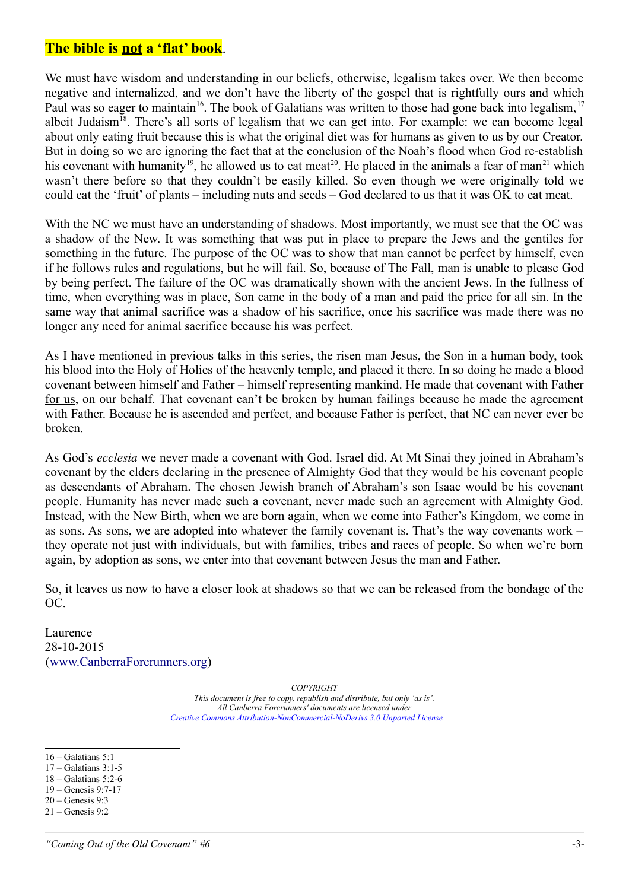## **The bible is <u>not</u> a 'flat' book**.

We must have wisdom and understanding in our beliefs, otherwise, legalism takes over. We then become negative and internalized, and we don't have the liberty of the gospel that is rightfully ours and which Paul was so eager to maintain[16]. The book of Galatians was written to those had gone back into legalism,[17] albeit Judaism[18]. There's all sorts of legalism that we can get into. For example: we can become legal about only eating fruit because this is what the original diet was for humans as given to us by our Creator. But in doing so we are ignoring the fact that at the conclusion of the Noah's flood when God re-establish his covenant with humanity[19], he allowed us to eat meat[20]. He placed in the animals a fear of man[21] which wasn't there before so that they couldn't be easily killed. So even though we were originally told we could eat the 'fruit' of plants – including nuts and seeds – God declared to us that it was OK to eat meat.

With the NC we must have an understanding of shadows. Most importantly, we must see that the OC was a shadow of the New. It was something that was put in place to prepare the Jews and the gentiles for something in the future. The purpose of the OC was to show that man cannot be perfect by himself, even if he follows rules and regulations, but he will fail. So, because of The Fall, man is unable to please God by being perfect. The failure of the OC was dramatically shown with the ancient Jews. In the fullness of time, when everything was in place, Son came in the body of a man and paid the price for all sin. In the same way that animal sacrifice was a shadow of his sacrifice, once his sacrifice was made there was no longer any need for animal sacrifice because his was perfect.

As I have mentioned in previous talks in this series, the risen man Jesus, the Son in a human body, took his blood into the Holy of Holies of the heavenly temple, and placed it there. In so doing he made a blood covenant between himself and Father – himself representing mankind. He made that covenant with Father <u>for us</u>, on our behalf. That covenant can't be broken by human failings because he made the agreement with Father. Because he is ascended and perfect, and because Father is perfect, that NC can never ever be broken.

As God's *ecclesia* we never made a covenant with God. Israel did. At Mt Sinai they joined in Abraham's covenant by the elders declaring in the presence of Almighty God that they would be his covenant people as descendants of Abraham. The chosen Jewish branch of Abraham's son Isaac would be his covenant people. Humanity has never made such a covenant, never made such an agreement with Almighty God. Instead, with the New Birth, when we are born again, when we come into Father's Kingdom, we come in as sons. As sons, we are adopted into whatever the family covenant is. That's the way covenants work – they operate not just with individuals, but with families, tribes and races of people. So when we're born again, by adoption as sons, we enter into that covenant between Jesus the man and Father.

So, it leaves us now to have a closer look at shadows so that we can be released from the bondage of the OC.

Laurence
28-10-2015
(www.CanberraForerunners.org)

*<u>COPYRIGHT</u>*
*This document is free to copy, republish and distribute, but only 'as is'.*
*All Canberra Forerunners' documents are licensed under*
*Creative Commons Attribution-NonCommercial-NoDerivs 3.0 Unported License*

16 – Galatians 5:1
17 – Galatians 3:1-5
18 – Galatians 5:2-6
19 – Genesis 9:7-17
20 – Genesis 9:3
21 – Genesis 9:2